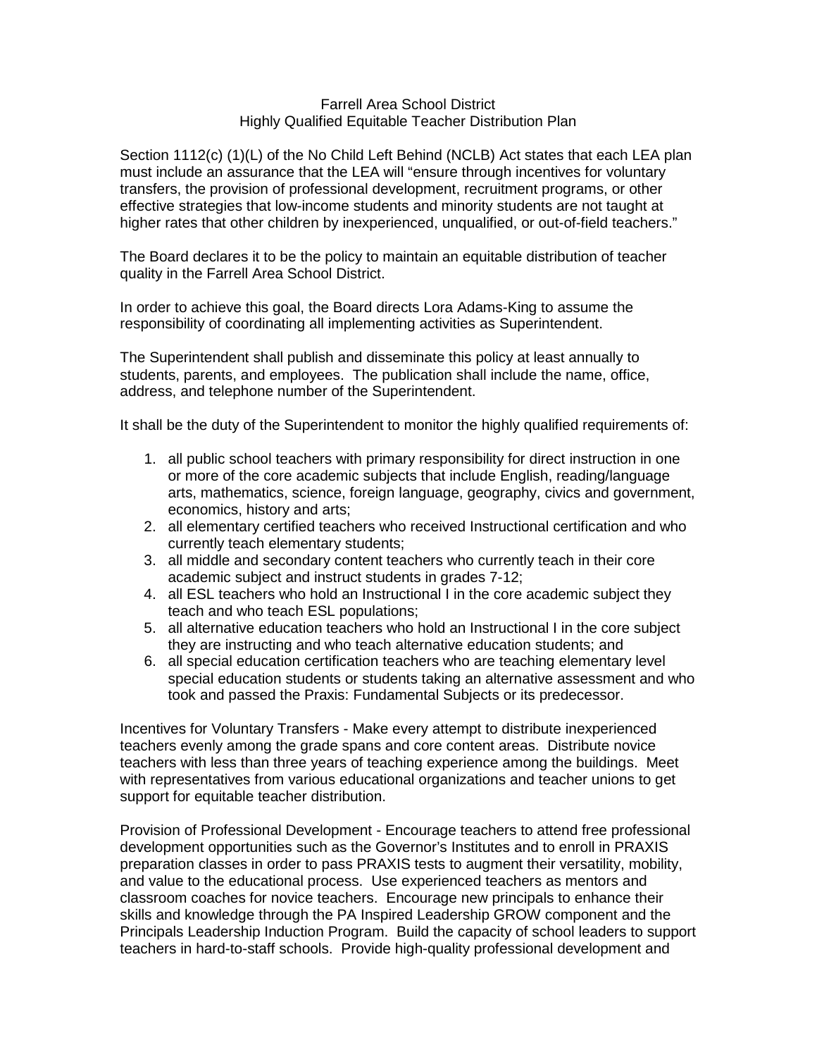# Farrell Area School District
## Highly Qualified Equitable Teacher Distribution Plan

Section 1112(c) (1)(L) of the No Child Left Behind (NCLB) Act states that each LEA plan must include an assurance that the LEA will "ensure through incentives for voluntary transfers, the provision of professional development, recruitment programs, or other effective strategies that low-income students and minority students are not taught at higher rates that other children by inexperienced, unqualified, or out-of-field teachers."

The Board declares it to be the policy to maintain an equitable distribution of teacher quality in the Farrell Area School District.

In order to achieve this goal, the Board directs Lora Adams-King to assume the responsibility of coordinating all implementing activities as Superintendent.

The Superintendent shall publish and disseminate this policy at least annually to students, parents, and employees. The publication shall include the name, office, address, and telephone number of the Superintendent.

It shall be the duty of the Superintendent to monitor the highly qualified requirements of:

1. all public school teachers with primary responsibility for direct instruction in one or more of the core academic subjects that include English, reading/language arts, mathematics, science, foreign language, geography, civics and government, economics, history and arts;
2. all elementary certified teachers who received Instructional certification and who currently teach elementary students;
3. all middle and secondary content teachers who currently teach in their core academic subject and instruct students in grades 7-12;
4. all ESL teachers who hold an Instructional I in the core academic subject they teach and who teach ESL populations;
5. all alternative education teachers who hold an Instructional I in the core subject they are instructing and who teach alternative education students; and
6. all special education certification teachers who are teaching elementary level special education students or students taking an alternative assessment and who took and passed the Praxis: Fundamental Subjects or its predecessor.

Incentives for Voluntary Transfers - Make every attempt to distribute inexperienced teachers evenly among the grade spans and core content areas. Distribute novice teachers with less than three years of teaching experience among the buildings. Meet with representatives from various educational organizations and teacher unions to get support for equitable teacher distribution.

Provision of Professional Development - Encourage teachers to attend free professional development opportunities such as the Governor's Institutes and to enroll in PRAXIS preparation classes in order to pass PRAXIS tests to augment their versatility, mobility, and value to the educational process. Use experienced teachers as mentors and classroom coaches for novice teachers. Encourage new principals to enhance their skills and knowledge through the PA Inspired Leadership GROW component and the Principals Leadership Induction Program. Build the capacity of school leaders to support teachers in hard-to-staff schools. Provide high-quality professional development and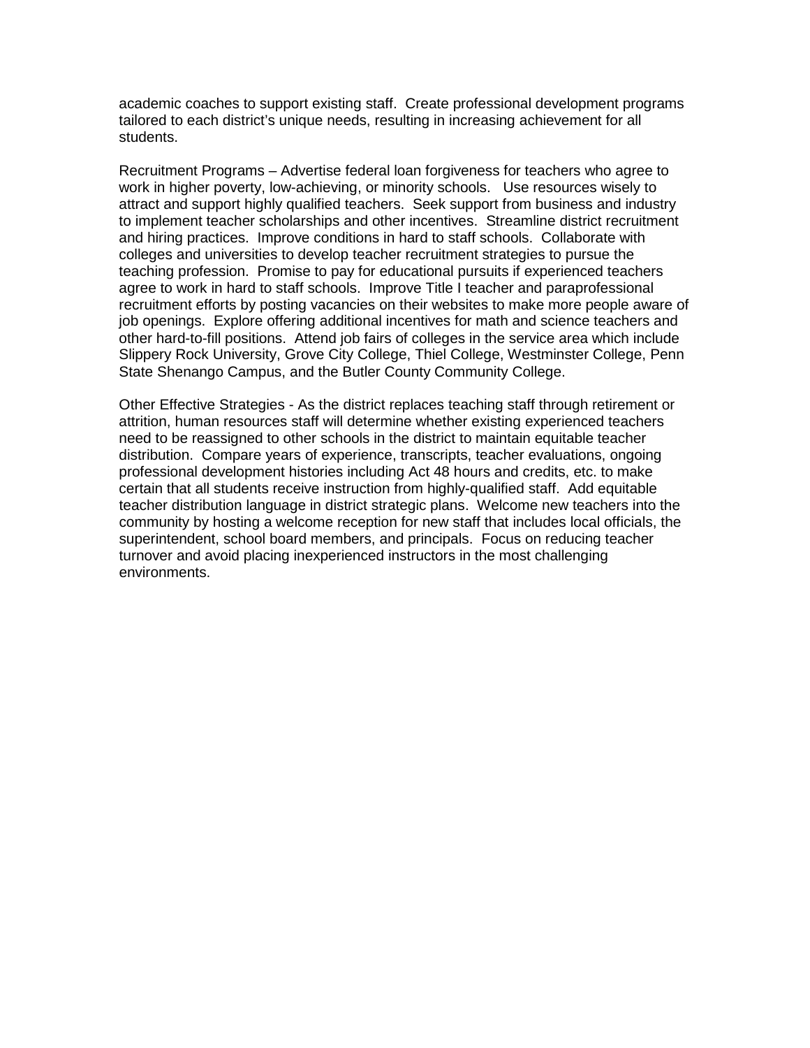academic coaches to support existing staff.  Create professional development programs tailored to each district's unique needs, resulting in increasing achievement for all students.

Recruitment Programs – Advertise federal loan forgiveness for teachers who agree to work in higher poverty, low-achieving, or minority schools.   Use resources wisely to attract and support highly qualified teachers.  Seek support from business and industry to implement teacher scholarships and other incentives.  Streamline district recruitment and hiring practices.  Improve conditions in hard to staff schools.  Collaborate with colleges and universities to develop teacher recruitment strategies to pursue the teaching profession.  Promise to pay for educational pursuits if experienced teachers agree to work in hard to staff schools.  Improve Title I teacher and paraprofessional recruitment efforts by posting vacancies on their websites to make more people aware of job openings.  Explore offering additional incentives for math and science teachers and other hard-to-fill positions.  Attend job fairs of colleges in the service area which include Slippery Rock University, Grove City College, Thiel College, Westminster College, Penn State Shenango Campus, and the Butler County Community College.

Other Effective Strategies - As the district replaces teaching staff through retirement or attrition, human resources staff will determine whether existing experienced teachers need to be reassigned to other schools in the district to maintain equitable teacher distribution.  Compare years of experience, transcripts, teacher evaluations, ongoing professional development histories including Act 48 hours and credits, etc. to make certain that all students receive instruction from highly-qualified staff.  Add equitable teacher distribution language in district strategic plans.  Welcome new teachers into the community by hosting a welcome reception for new staff that includes local officials, the superintendent, school board members, and principals.  Focus on reducing teacher turnover and avoid placing inexperienced instructors in the most challenging environments.